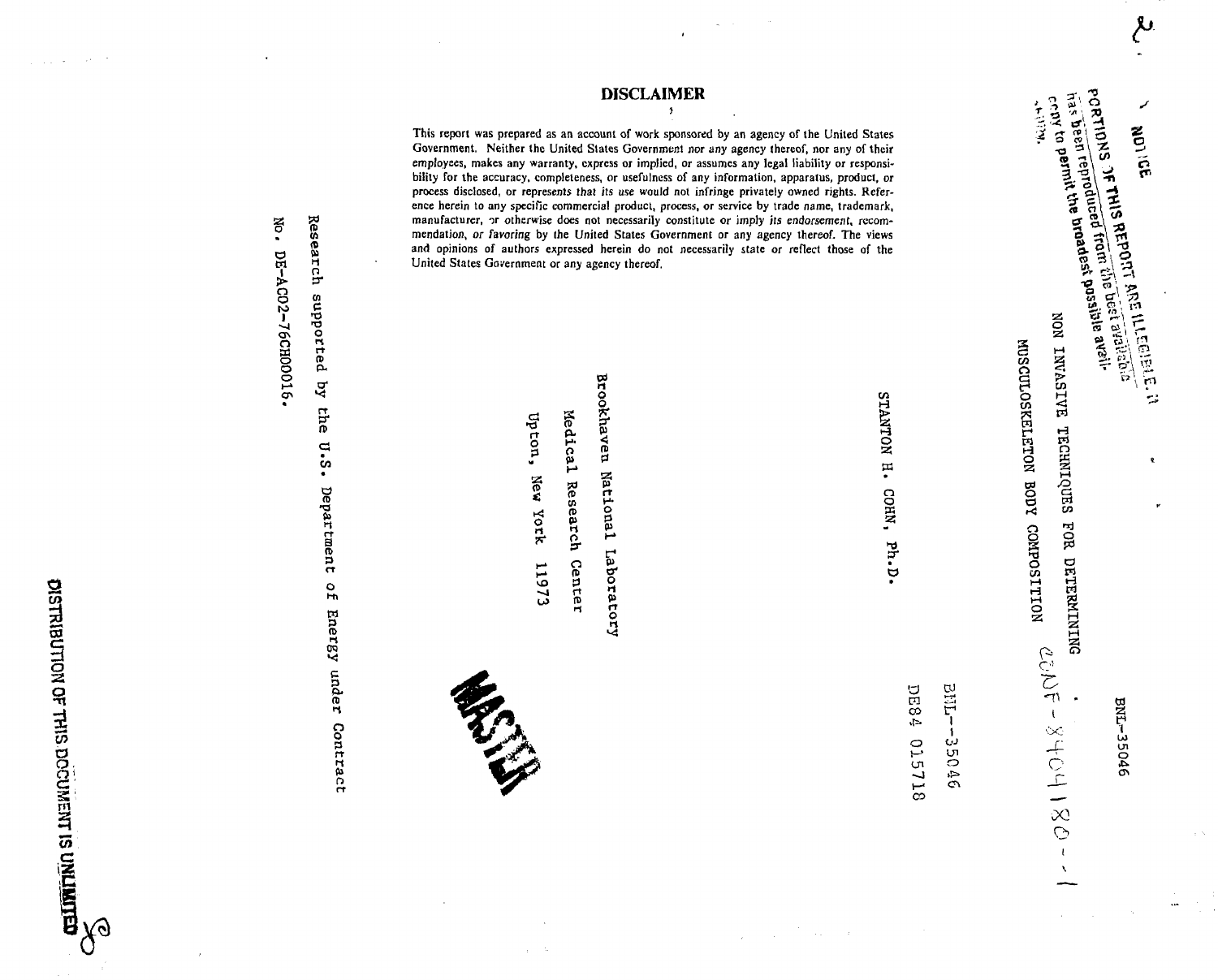BNL-35046

**NOTICE**

**PORTIONS OF THIS REPORT ARE ILLEGIBLE.** It has been reproduced from the best available copy to permit the broadest possible availability.

CONF-840418--1

BNL--35046

DE84 015718

# NON INVASIVE TECHNIQUES FOR DETERMINING MUSCULOSKELETON BODY COMPOSITION

STANTON H. COHN, Ph.D.

Brookhaven National Laboratory
Medical Research Center
Upton, New York 11973

## DISCLAIMER

This report was prepared as an account of work sponsored by an agency of the United States Government. Neither the United States Government nor any agency thereof, nor any of their employees, makes any warranty, express or implied, or assumes any legal liability or responsibility for the accuracy, completeness, or usefulness of any information, apparatus, product, or process disclosed, or represents that its use would not infringe privately owned rights. Reference herein to any specific commercial product, process, or service by trade name, trademark, manufacturer, or otherwise does not necessarily constitute or imply its endorsement, recommendation, or favoring by the United States Government or any agency thereof. The views and opinions of authors expressed herein do not necessarily state or reflect those of the United States Government or any agency thereof.

MASTER

Research supported by the U.S. Department of Energy under Contract No. DE-AC02-76CH00016.

DISTRIBUTION OF THIS DOCUMENT IS UNLIMITED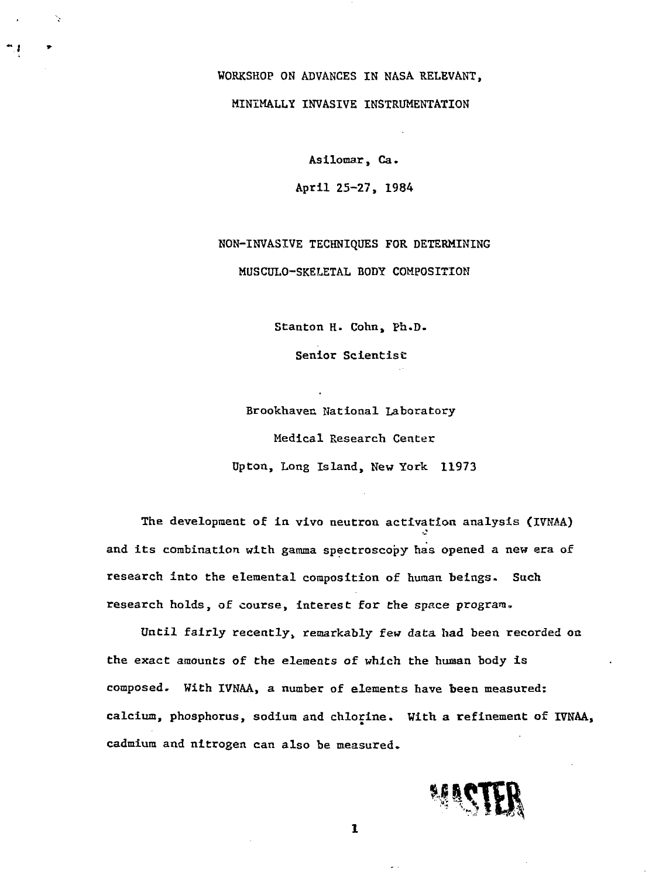WORKSHOP ON ADVANCES IN NASA RELEVANT,

MINIMALLY INVASIVE INSTRUMENTATION

Asilomar, Ca.

April 25-27, 1984

# NON-INVASIVE TECHNIQUES FOR DETERMINING MUSCULO-SKELETAL BODY COMPOSITION

Stanton H. Cohn, Ph.D.

Senior Scientist

Brookhaven National Laboratory

Medical Research Center

Upton, Long Island, New York 11973

The development of in vivo neutron activation analysis (IVNAA) and its combination with gamma spectroscopy has opened a new era of research into the elemental composition of human beings. Such research holds, of course, interest for the space program.

Until fairly recently, remarkably few data had been recorded on the exact amounts of the elements of which the human body is composed. With IVNAA, a number of elements have been measured: calcium, phosphorus, sodium and chlorine. With a refinement of IVNAA, cadmium and nitrogen can also be measured.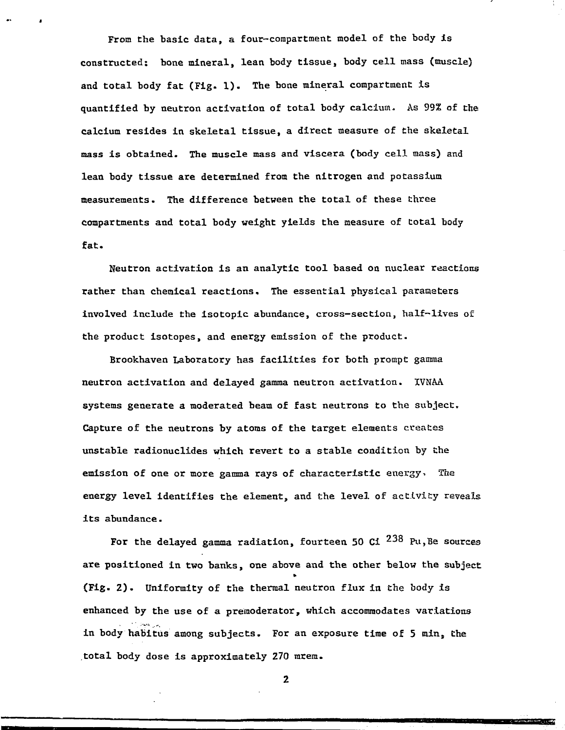From the basic data, a four-compartment model of the body is constructed: bone mineral, lean body tissue, body cell mass (muscle) and total body fat (Fig. 1). The bone mineral compartment is quantified by neutron activation of total body calcium. As 99% of the calcium resides in skeletal tissue, a direct measure of the skeletal mass is obtained. The muscle mass and viscera (body cell mass) and lean body tissue are determined from the nitrogen and potassium measurements. The difference between the total of these three compartments and total body weight yields the measure of total body fat.

Neutron activation is an analytic tool based on nuclear reactions rather than chemical reactions. The essential physical parameters involved include the isotopic abundance, cross-section, half-lives of the product isotopes, and energy emission of the product.

Brookhaven Laboratory has facilities for both prompt gamma neutron activation and delayed gamma neutron activation. IVNAA systems generate a moderated beam of fast neutrons to the subject. Capture of the neutrons by atoms of the target elements creates unstable radionuclides which revert to a stable condition by the emission of one or more gamma rays of characteristic energy. The energy level identifies the element, and the level of activity reveals its abundance.

For the delayed gamma radiation, fourteen 50 Ci $^{238}$Pu,Be sources are positioned in two banks, one above and the other below the subject (Fig. 2). Uniformity of the thermal neutron flux in the body is enhanced by the use of a premoderator, which accommodates variations in body habitus among subjects. For an exposure time of 5 min, the total body dose is approximately 270 mrem.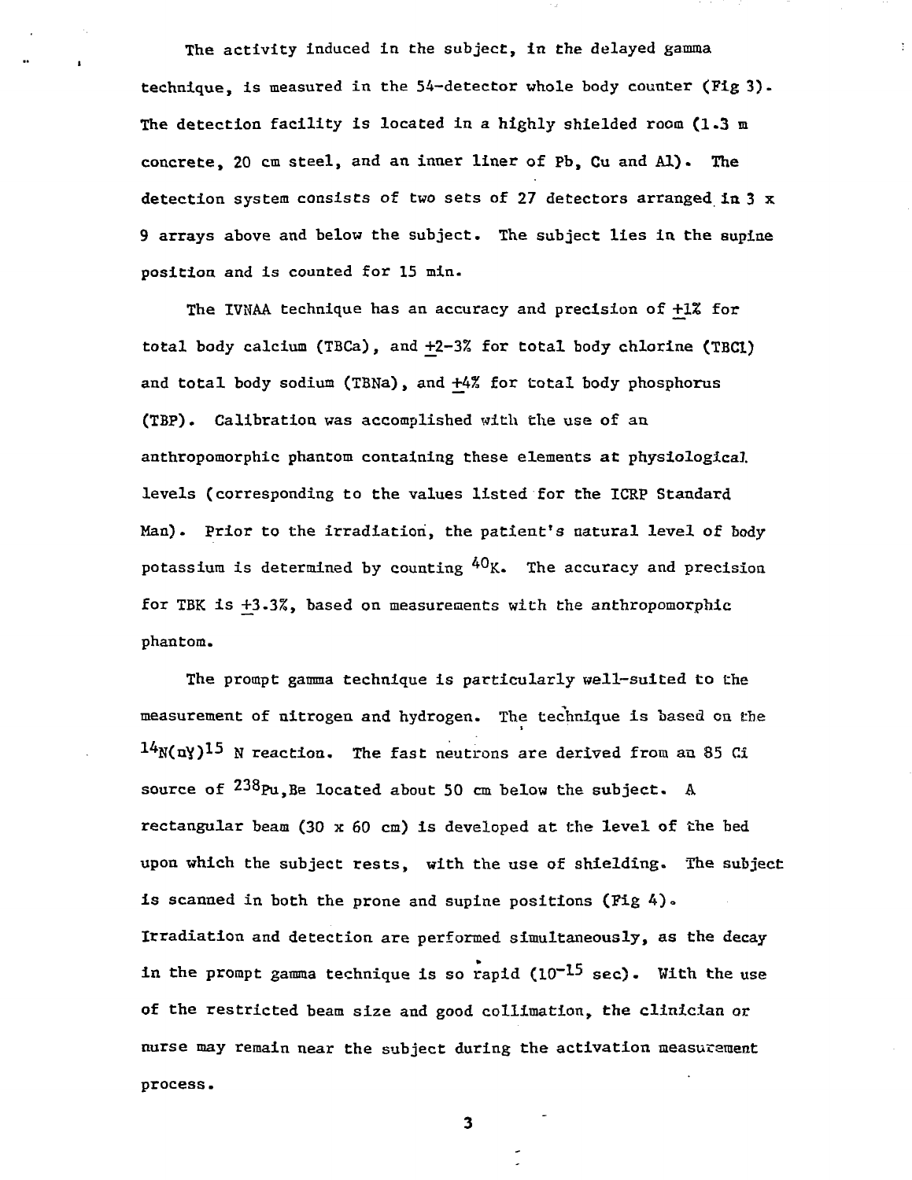The activity induced in the subject, in the delayed gamma technique, is measured in the 54-detector whole body counter (Fig 3). The detection facility is located in a highly shielded room (1.3 m concrete, 20 cm steel, and an inner liner of Pb, Cu and Al). The detection system consists of two sets of 27 detectors arranged in 3 x 9 arrays above and below the subject. The subject lies in the supine position and is counted for 15 min.

The IVNAA technique has an accuracy and precision of $\pm 1\%$ for total body calcium (TBCa), and $\pm 2$-$3\%$ for total body chlorine (TBCl) and total body sodium (TBNa), and $\pm 4\%$ for total body phosphorus (TBP). Calibration was accomplished with the use of an anthropomorphic phantom containing these elements at physiological levels (corresponding to the values listed for the ICRP Standard Man). Prior to the irradiation, the patient's natural level of body potassium is determined by counting $^{40}K$. The accuracy and precision for TBK is $\pm 3.3\%$, based on measurements with the anthropomorphic phantom.

The prompt gamma technique is particularly well-suited to the measurement of nitrogen and hydrogen. The technique is based on the $^{14}N(n\gamma)^{15}N$ reaction. The fast neutrons are derived from an 85 Ci source of $^{238}Pu$,Be located about 50 cm below the subject. A rectangular beam (30 x 60 cm) is developed at the level of the bed upon which the subject rests, with the use of shielding. The subject is scanned in both the prone and supine positions (Fig 4). Irradiation and detection are performed simultaneously, as the decay in the prompt gamma technique is so rapid ($10^{-15}$ sec). With the use of the restricted beam size and good collimation, the clinician or nurse may remain near the subject during the activation measurement process.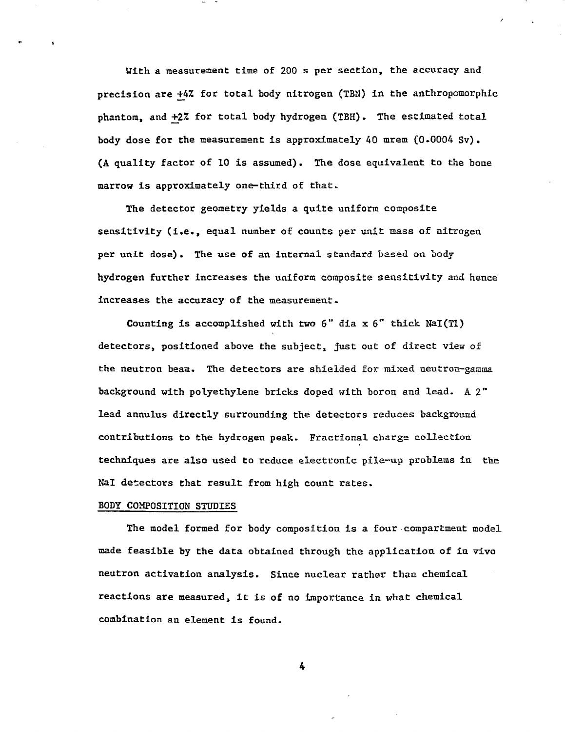With a measurement time of 200 s per section, the accuracy and precision are ±4% for total body nitrogen (TBN) in the anthropomorphic phantom, and ±2% for total body hydrogen (TBH). The estimated total body dose for the measurement is approximately 40 mrem (0.0004 Sv). (A quality factor of 10 is assumed). The dose equivalent to the bone marrow is approximately one-third of that.

The detector geometry yields a quite uniform composite sensitivity (i.e., equal number of counts per unit mass of nitrogen per unit dose). The use of an internal standard based on body hydrogen further increases the uniform composite sensitivity and hence increases the accuracy of the measurement.

Counting is accomplished with two 6" dia x 6" thick NaI(Tl) detectors, positioned above the subject, just out of direct view of the neutron beam. The detectors are shielded for mixed neutron-gamma background with polyethylene bricks doped with boron and lead. A 2" lead annulus directly surrounding the detectors reduces background contributions to the hydrogen peak. Fractional charge collection techniques are also used to reduce electronic pile-up problems in the NaI detectors that result from high count rates.

## BODY COMPOSITION STUDIES

The model formed for body composition is a four compartment model made feasible by the data obtained through the application of in vivo neutron activation analysis. Since nuclear rather than chemical reactions are measured, it is of no importance in what chemical combination an element is found.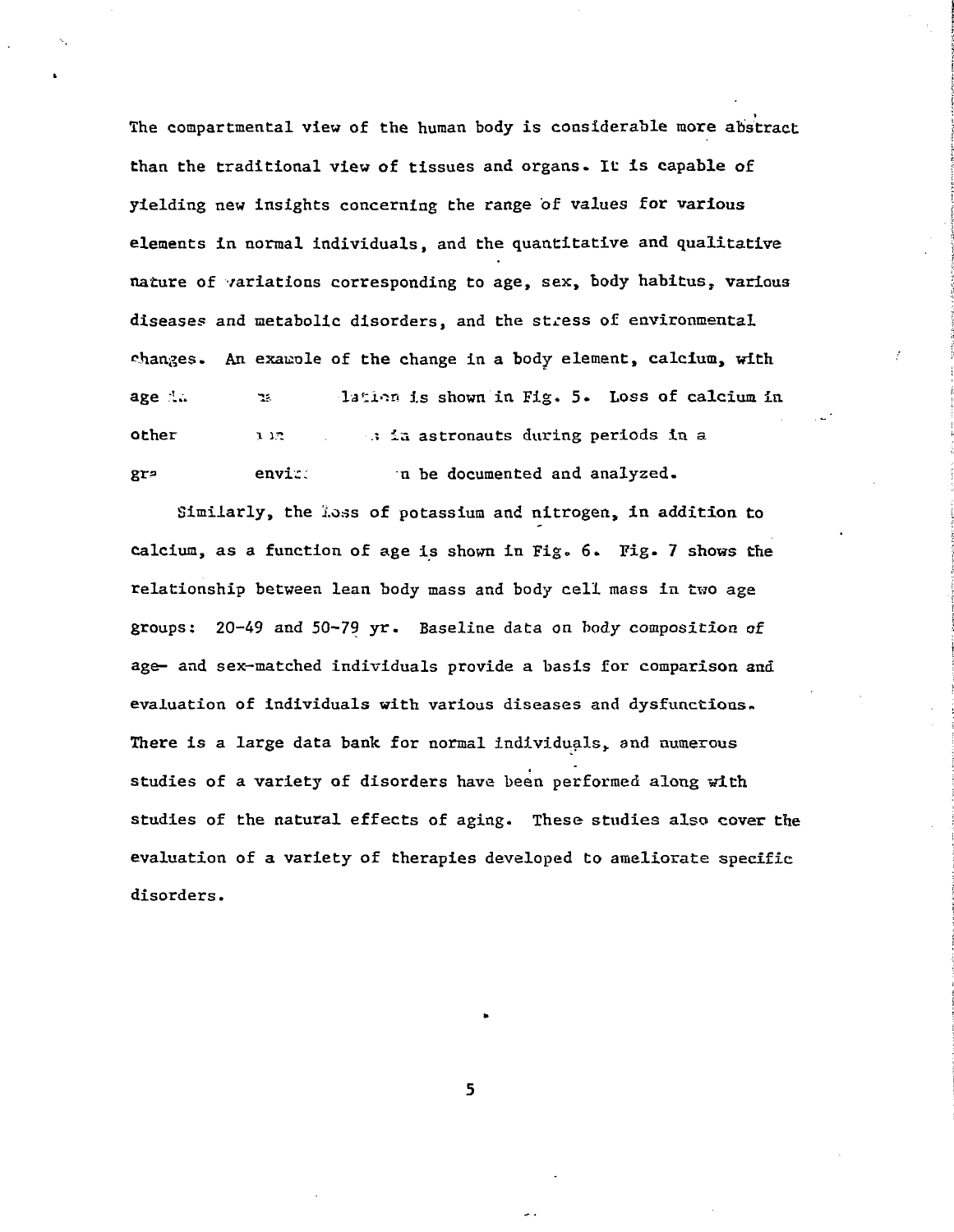The compartmental view of the human body is considerable more abstract than the traditional view of tissues and organs. It is capable of yielding new insights concerning the range of values for various elements in normal individuals, and the quantitative and qualitative nature of variations corresponding to age, sex, body habitus, various diseases and metabolic disorders, and the stress of environmental changes. An example of the change in a body element, calcium, with age in the population is shown in Fig. 5. Loss of calcium in other conditions such as in astronauts during periods in a gravity-free environment can be documented and analyzed.

Similarly, the loss of potassium and nitrogen, in addition to calcium, as a function of age is shown in Fig. 6. Fig. 7 shows the relationship between lean body mass and body cell mass in two age groups: 20-49 and 50-79 yr. Baseline data on body composition of age- and sex-matched individuals provide a basis for comparison and evaluation of individuals with various diseases and dysfunctions. There is a large data bank for normal individuals, and numerous studies of a variety of disorders have been performed along with studies of the natural effects of aging. These studies also cover the evaluation of a variety of therapies developed to ameliorate specific disorders.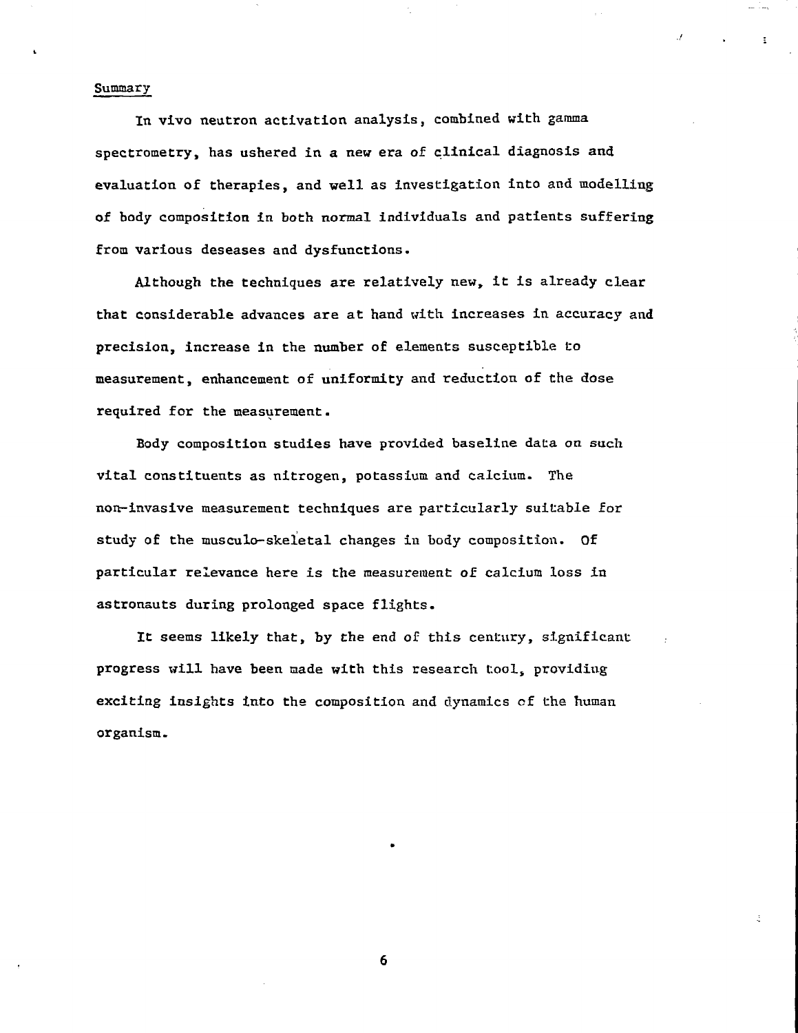## Summary

In vivo neutron activation analysis, combined with gamma spectrometry, has ushered in a new era of clinical diagnosis and evaluation of therapies, and well as investigation into and modelling of body composition in both normal individuals and patients suffering from various deseases and dysfunctions.

Although the techniques are relatively new, it is already clear that considerable advances are at hand with increases in accuracy and precision, increase in the number of elements susceptible to measurement, enhancement of uniformity and reduction of the dose required for the measurement.

Body composition studies have provided baseline data on such vital constituents as nitrogen, potassium and calcium. The non-invasive measurement techniques are particularly suitable for study of the musculo-skeletal changes in body composition. Of particular relevance here is the measurement of calcium loss in astronauts during prolonged space flights.

It seems likely that, by the end of this century, significant progress will have been made with this research tool, providing exciting insights into the composition and dynamics of the human organism.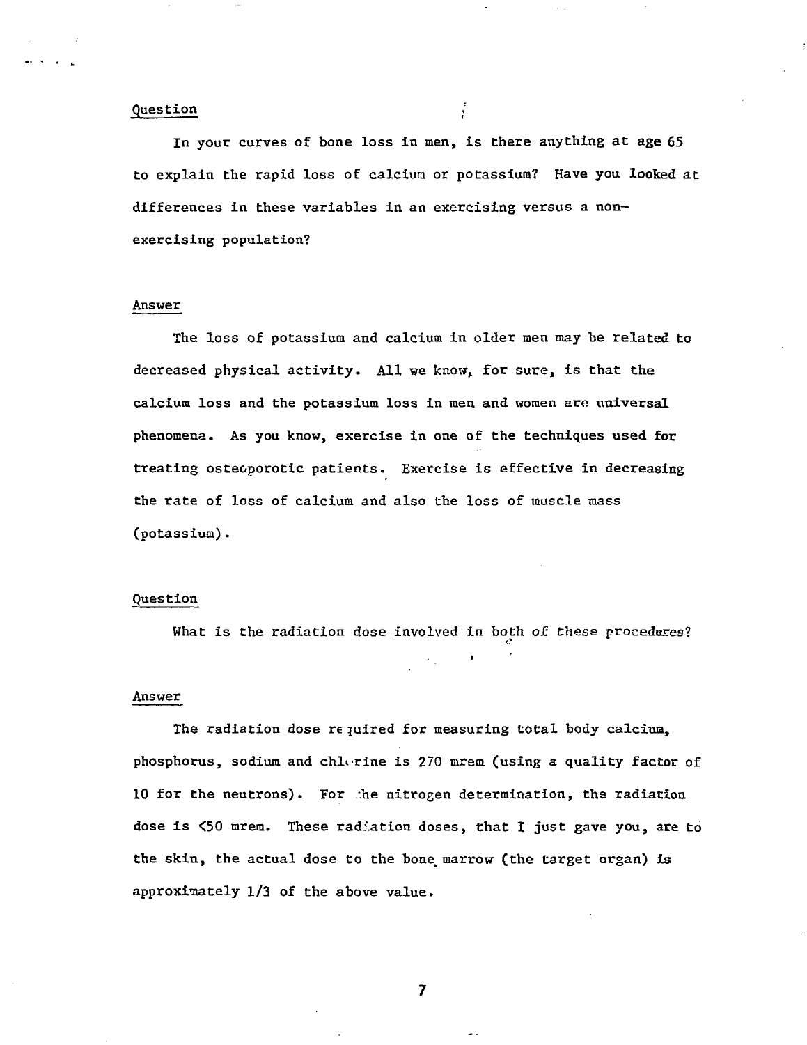Question

In your curves of bone loss in men, is there anything at age 65 to explain the rapid loss of calcium or potassium? Have you looked at differences in these variables in an exercising versus a non-exercising population?

Answer

The loss of potassium and calcium in older men may be related to decreased physical activity. All we know, for sure, is that the calcium loss and the potassium loss in men and women are universal phenomena. As you know, exercise in one of the techniques used for treating osteoporotic patients. Exercise is effective in decreasing the rate of loss of calcium and also the loss of muscle mass (potassium).

Question

What is the radiation dose involved in both of these procedures?

Answer

The radiation dose required for measuring total body calcium, phosphorus, sodium and chlorine is 270 mrem (using a quality factor of 10 for the neutrons). For the nitrogen determination, the radiation dose is <50 mrem. These radiation doses, that I just gave you, are to the skin, the actual dose to the bone marrow (the target organ) is approximately 1/3 of the above value.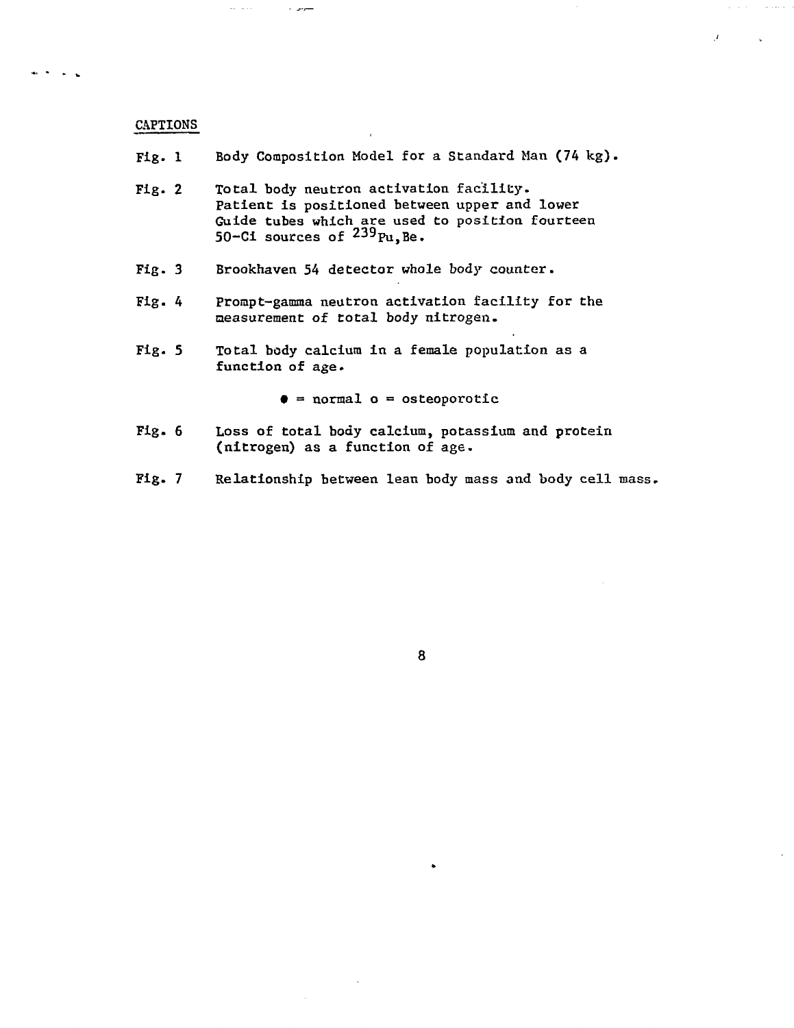## CAPTIONS

Fig. 1 Body Composition Model for a Standard Man (74 kg).

Fig. 2 Total body neutron activation facility. Patient is positioned between upper and lower Guide tubes which are used to position fourteen 50-Ci sources of $^{239}Pu,Be$.

Fig. 3 Brookhaven 54 detector whole body counter.

Fig. 4 Prompt-gamma neutron activation facility for the measurement of total body nitrogen.

Fig. 5 Total body calcium in a female population as a function of age.

● = normal o = osteoporotic

Fig. 6 Loss of total body calcium, potassium and protein (nitrogen) as a function of age.

Fig. 7 Relationship between lean body mass and body cell mass.